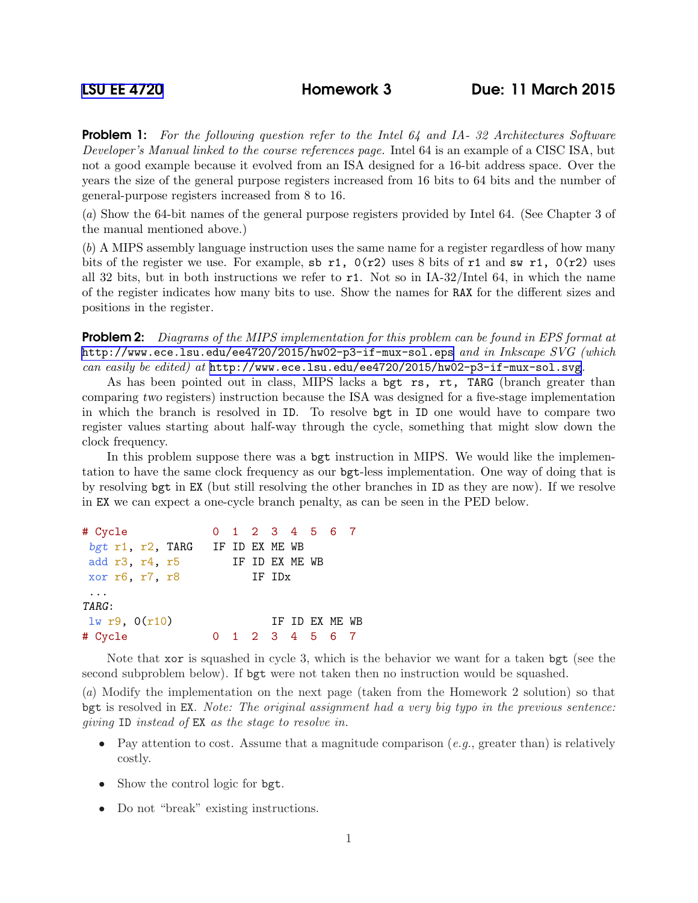LSU EE 4720 **Homework 3** **Due: 11 March 2015**

**Problem 1:** *For the following question refer to the Intel 64 and IA- 32 Architectures Software Developer's Manual linked to the course references page.* Intel 64 is an example of a CISC ISA, but not a good example because it evolved from an ISA designed for a 16-bit address space. Over the years the size of the general purpose registers increased from 16 bits to 64 bits and the number of general-purpose registers increased from 8 to 16.

(*a*) Show the 64-bit names of the general purpose registers provided by Intel 64. (See Chapter 3 of the manual mentioned above.)

(*b*) A MIPS assembly language instruction uses the same name for a register regardless of how many bits of the register we use. For example, `sb r1, 0(r2)` uses 8 bits of `r1` and `sw r1, 0(r2)` uses all 32 bits, but in both instructions we refer to `r1`. Not so in IA-32/Intel 64, in which the name of the register indicates how many bits to use. Show the names for `RAX` for the different sizes and positions in the register.

**Problem 2:** *Diagrams of the MIPS implementation for this problem can be found in EPS format at* http://www.ece.lsu.edu/ee4720/2015/hw02-p3-if-mux-sol.eps *and in Inkscape SVG (which can easily be edited) at* http://www.ece.lsu.edu/ee4720/2015/hw02-p3-if-mux-sol.svg.

As has been pointed out in class, MIPS lacks a `bgt rs, rt, TARG` (branch greater than comparing *two* registers) instruction because the ISA was designed for a five-stage implementation in which the branch is resolved in `ID`. To resolve `bgt` in `ID` one would have to compare two register values starting about half-way through the cycle, something that might slow down the clock frequency.

In this problem suppose there was a `bgt` instruction in MIPS. We would like the implementation to have the same clock frequency as our `bgt`-less implementation. One way of doing that is by resolving `bgt` in `EX` (but still resolving the other branches in `ID` as they are now). If we resolve in `EX` we can expect a one-cycle branch penalty, as can be seen in the PED below.

```
# Cycle             0  1  2  3  4  5  6  7
 bgt r1, r2, TARG   IF ID EX ME WB
 add r3, r4, r5        IF ID EX ME WB
 xor r6, r7, r8           IF IDx
 ...
TARG:
 lw r9, 0(r10)               IF ID EX ME WB
# Cycle             0  1  2  3  4  5  6  7
```

Note that `xor` is squashed in cycle 3, which is the behavior we want for a taken `bgt` (see the second subproblem below). If `bgt` were not taken then no instruction would be squashed.

(*a*) Modify the implementation on the next page (taken from the Homework 2 solution) so that `bgt` is resolved in `EX`. *Note: The original assignment had a very big typo in the previous sentence: giving* `ID` *instead of* `EX` *as the stage to resolve in.*

- Pay attention to cost. Assume that a magnitude comparison (*e.g.*, greater than) is relatively costly.
- Show the control logic for `bgt`.
- Do not "break" existing instructions.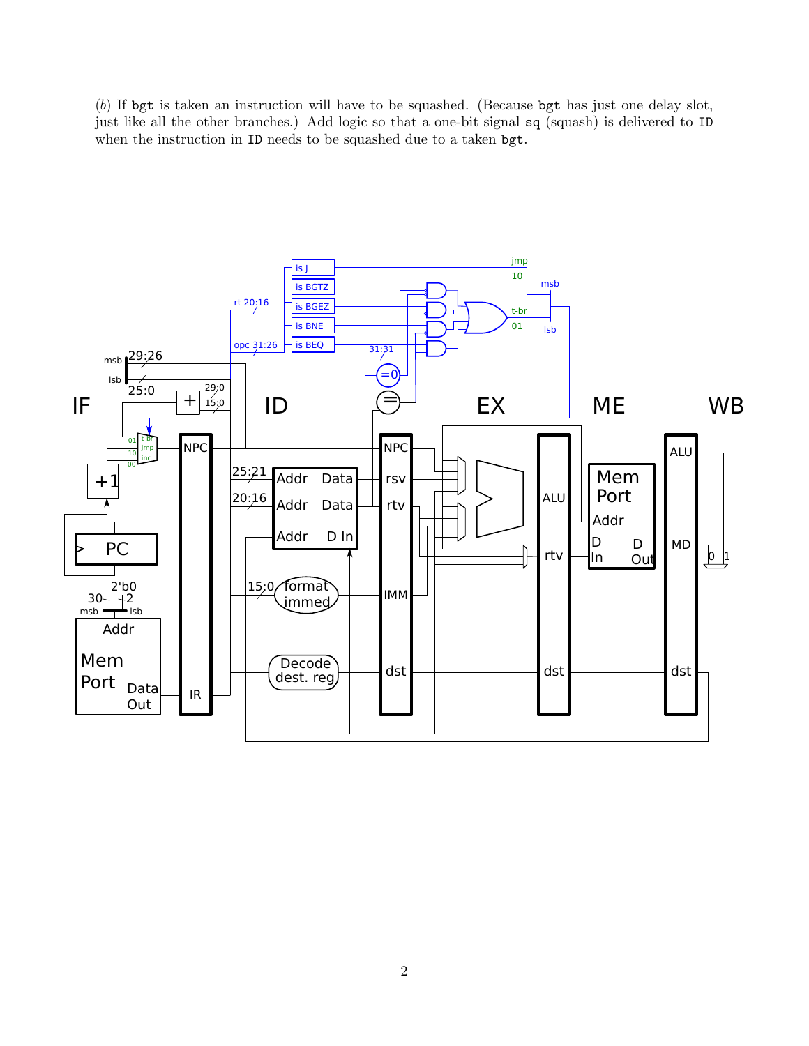(*b*) If bgt is taken an instruction will have to be squashed. (Because bgt has just one delay slot, just like all the other branches.) Add logic so that a one-bit signal sq (squash) is delivered to ID when the instruction in ID needs to be squashed due to a taken bgt.

IF ID EX ME WB

is J
is BGTZ
is BGEZ
is BNE
is BEQ
rt 20:16
opc 31:26
31:31
=0
=
jmp
10
msb
t-br
01
lsb
msb
29:26
lsb
25:0
+
29:0
15:0
t-br
01
jmp
10
inc
00
NPC
+1
PC
2'b0
30
2
msb
lsb
Addr
Mem Port
Data Out
IR
25:21
Addr Data
20:16
Addr Data
Addr D In
15:0
format immed
Decode dest. reg
NPC
rsv
rtv
IMM
dst
ALU
rtv
dst
Mem Port
Addr
D In
D Out
ALU
MD
0 1
dst